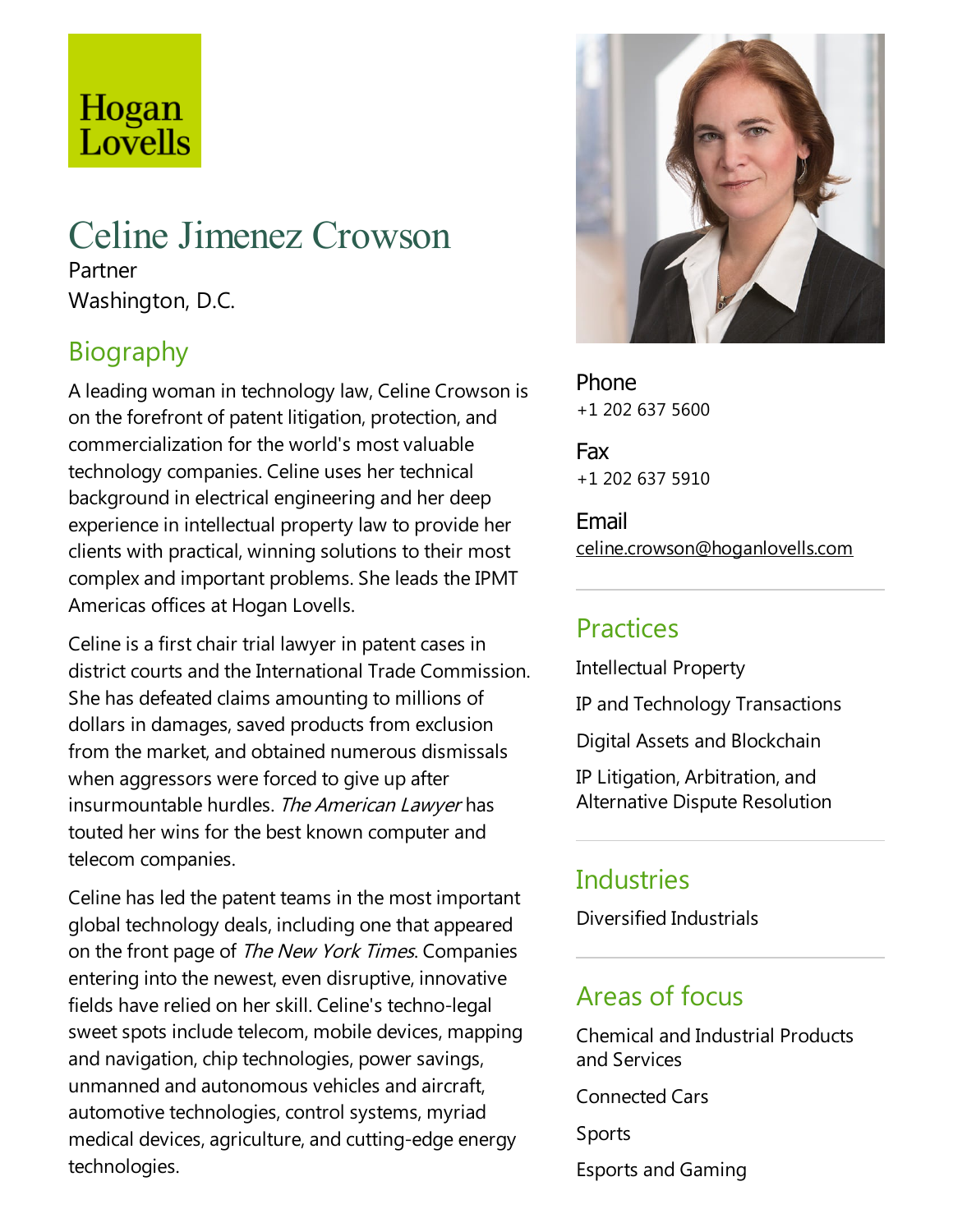Hogan Lovells

# Celine Jimenez Crowson

Partner

Washington, D.C.

## Biography

A leading woman in technology law, Celine Crowson is on the forefront of patent litigation, protection, and commercialization for the world's most valuable technology companies. Celine uses her technical background in electrical engineering and her deep experience in intellectual property law to provide her clients with practical, winning solutions to their most complex and important problems. She leads the IPMT Americas offices at Hogan Lovells.

Celine is a first chair trial lawyer in patent cases in district courts and the International Trade Commission. She has defeated claims amounting to millions of dollars in damages, saved products from exclusion from the market, and obtained numerous dismissals when aggressors were forced to give up after insurmountable hurdles. *The American Lawyer* has touted her wins for the best known computer and telecom companies.

Celine has led the patent teams in the most important global technology deals, including one that appeared on the front page of *The New York Times*. Companies entering into the newest, even disruptive, innovative fields have relied on her skill. Celine's techno-legal sweet spots include telecom, mobile devices, mapping and navigation, chip technologies, power savings, unmanned and autonomous vehicles and aircraft, automotive technologies, control systems, myriad medical devices, agriculture, and cutting-edge energy technologies.

**Phone**
+1 202 637 5600

**Fax**
+1 202 637 5910

**Email**
celine.crowson@hoganlovells.com

## Practices

Intellectual Property

IP and Technology Transactions

Digital Assets and Blockchain

IP Litigation, Arbitration, and Alternative Dispute Resolution

## Industries

Diversified Industrials

## Areas of focus

Chemical and Industrial Products and Services

Connected Cars

Sports

Esports and Gaming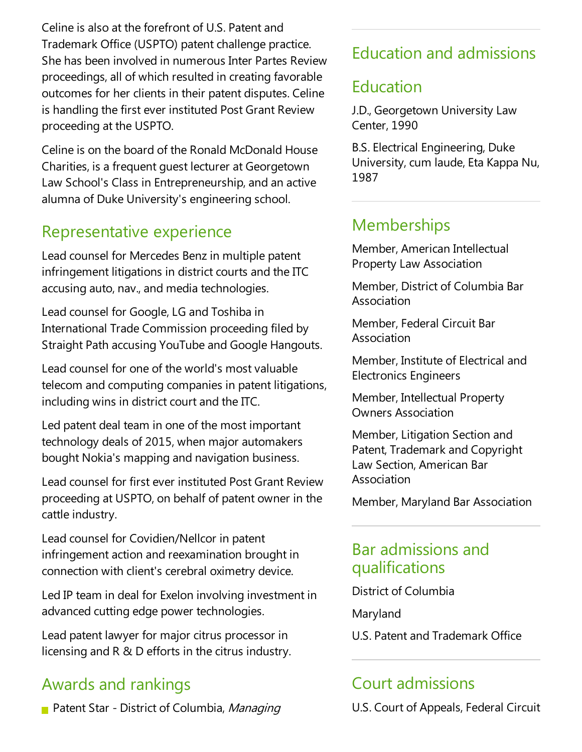Celine is also at the forefront of U.S. Patent and Trademark Office (USPTO) patent challenge practice. She has been involved in numerous Inter Partes Review proceedings, all of which resulted in creating favorable outcomes for her clients in their patent disputes. Celine is handling the first ever instituted Post Grant Review proceeding at the USPTO.

Celine is on the board of the Ronald McDonald House Charities, is a frequent guest lecturer at Georgetown Law School's Class in Entrepreneurship, and an active alumna of Duke University's engineering school.

## Representative experience

Lead counsel for Mercedes Benz in multiple patent infringement litigations in district courts and the ITC accusing auto, nav., and media technologies.

Lead counsel for Google, LG and Toshiba in International Trade Commission proceeding filed by Straight Path accusing YouTube and Google Hangouts.

Lead counsel for one of the world's most valuable telecom and computing companies in patent litigations, including wins in district court and the ITC.

Led patent deal team in one of the most important technology deals of 2015, when major automakers bought Nokia's mapping and navigation business.

Lead counsel for first ever instituted Post Grant Review proceeding at USPTO, on behalf of patent owner in the cattle industry.

Lead counsel for Covidien/Nellcor in patent infringement action and reexamination brought in connection with client's cerebral oximetry device.

Led IP team in deal for Exelon involving investment in advanced cutting edge power technologies.

Lead patent lawyer for major citrus processor in licensing and R & D efforts in the citrus industry.

## Awards and rankings

- Patent Star - District of Columbia, *Managing*

## Education and admissions

### Education

J.D., Georgetown University Law Center, 1990

B.S. Electrical Engineering, Duke University, cum laude, Eta Kappa Nu, 1987

### Memberships

Member, American Intellectual Property Law Association

Member, District of Columbia Bar Association

Member, Federal Circuit Bar Association

Member, Institute of Electrical and Electronics Engineers

Member, Intellectual Property Owners Association

Member, Litigation Section and Patent, Trademark and Copyright Law Section, American Bar Association

Member, Maryland Bar Association

### Bar admissions and qualifications

District of Columbia

Maryland

U.S. Patent and Trademark Office

### Court admissions

U.S. Court of Appeals, Federal Circuit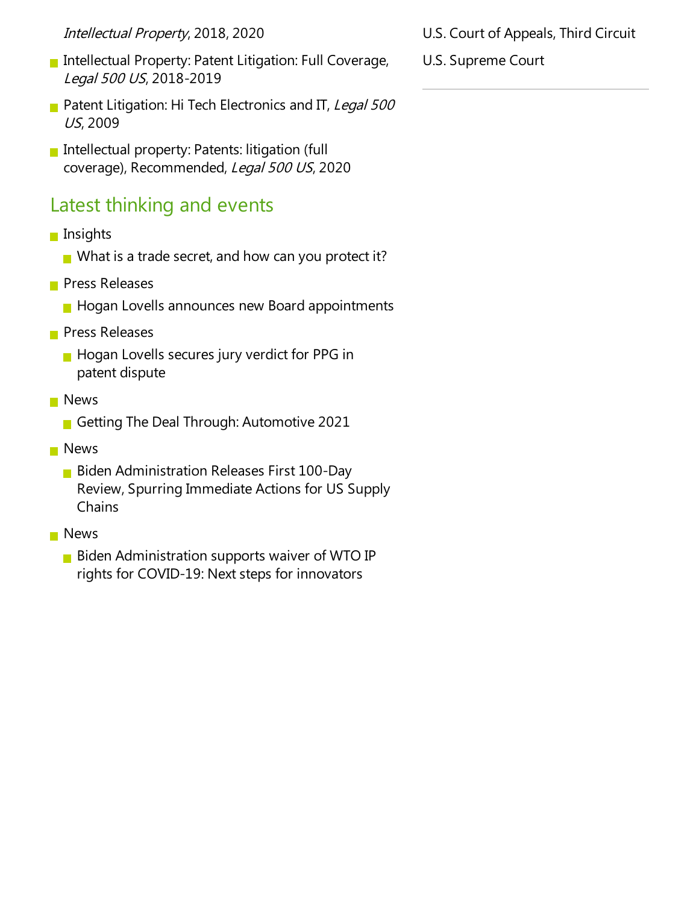*Intellectual Property*, 2018, 2020

- Intellectual Property: Patent Litigation: Full Coverage, *Legal 500 US*, 2018-2019
- Patent Litigation: Hi Tech Electronics and IT, *Legal 500 US*, 2009
- Intellectual property: Patents: litigation (full coverage), Recommended, *Legal 500 US*, 2020

## Latest thinking and events

- Insights
  - What is a trade secret, and how can you protect it?
- Press Releases
  - Hogan Lovells announces new Board appointments
- Press Releases
  - Hogan Lovells secures jury verdict for PPG in patent dispute
- News
  - Getting The Deal Through: Automotive 2021
- News
  - Biden Administration Releases First 100-Day Review, Spurring Immediate Actions for US Supply Chains
- News
  - Biden Administration supports waiver of WTO IP rights for COVID-19: Next steps for innovators

U.S. Court of Appeals, Third Circuit

U.S. Supreme Court